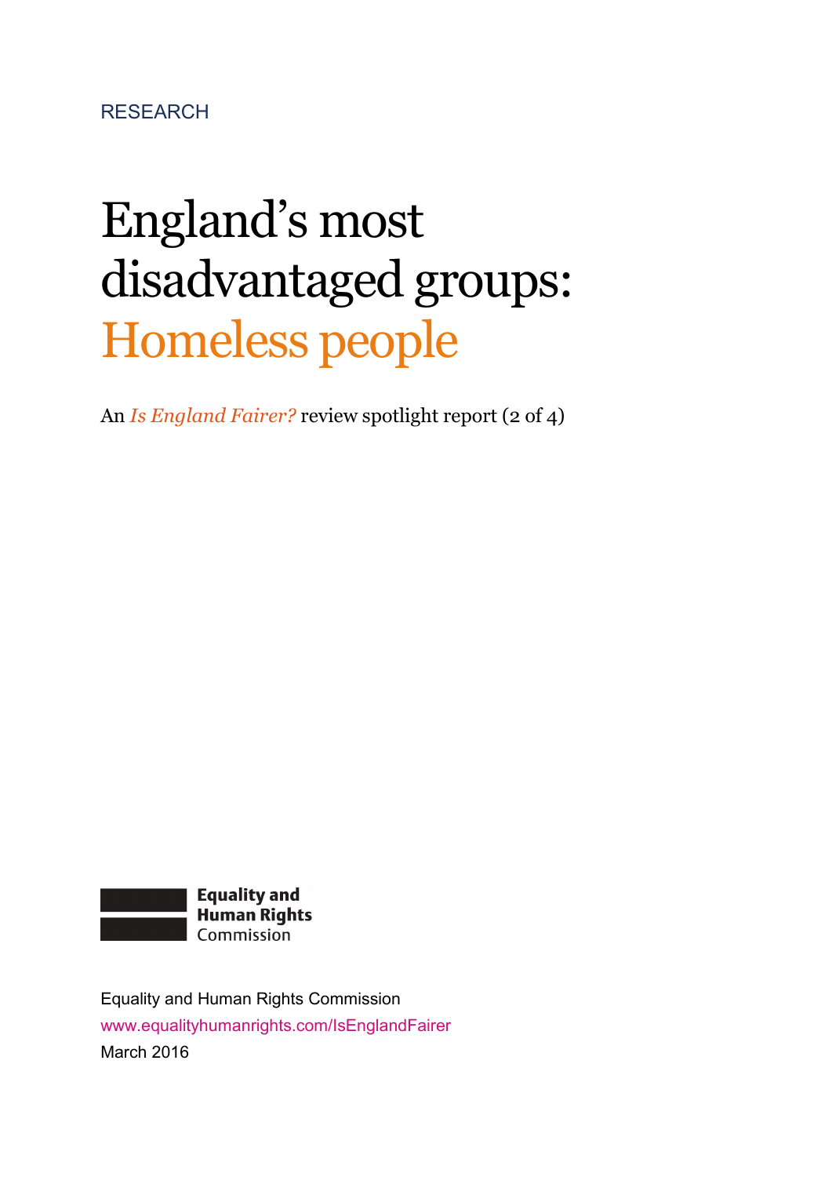RESEARCH

# England's most disadvantaged groups: Homeless people

An *Is England Fairer?* review spotlight report (2 of 4)

**Equality and Human Rights** Commission

Equality and Human Rights Commission
www.equalityhumanrights.com/IsEnglandFairer
March 2016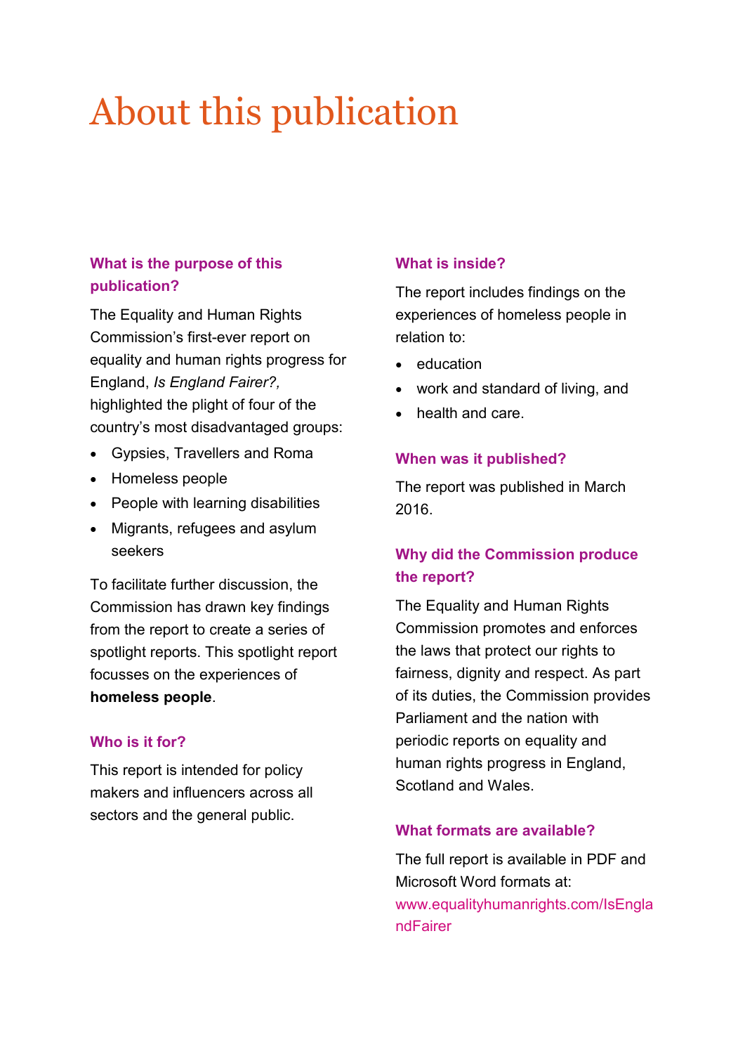# About this publication

### What is the purpose of this publication?

The Equality and Human Rights Commission's first-ever report on equality and human rights progress for England, *Is England Fairer?,* highlighted the plight of four of the country's most disadvantaged groups:

- Gypsies, Travellers and Roma
- Homeless people
- People with learning disabilities
- Migrants, refugees and asylum seekers

To facilitate further discussion, the Commission has drawn key findings from the report to create a series of spotlight reports. This spotlight report focusses on the experiences of **homeless people**.

### Who is it for?

This report is intended for policy makers and influencers across all sectors and the general public.

### What is inside?

The report includes findings on the experiences of homeless people in relation to:

- education
- work and standard of living, and
- health and care.

### When was it published?

The report was published in March 2016.

### Why did the Commission produce the report?

The Equality and Human Rights Commission promotes and enforces the laws that protect our rights to fairness, dignity and respect. As part of its duties, the Commission provides Parliament and the nation with periodic reports on equality and human rights progress in England, Scotland and Wales.

### What formats are available?

The full report is available in PDF and Microsoft Word formats at: www.equalityhumanrights.com/IsEnglandFairer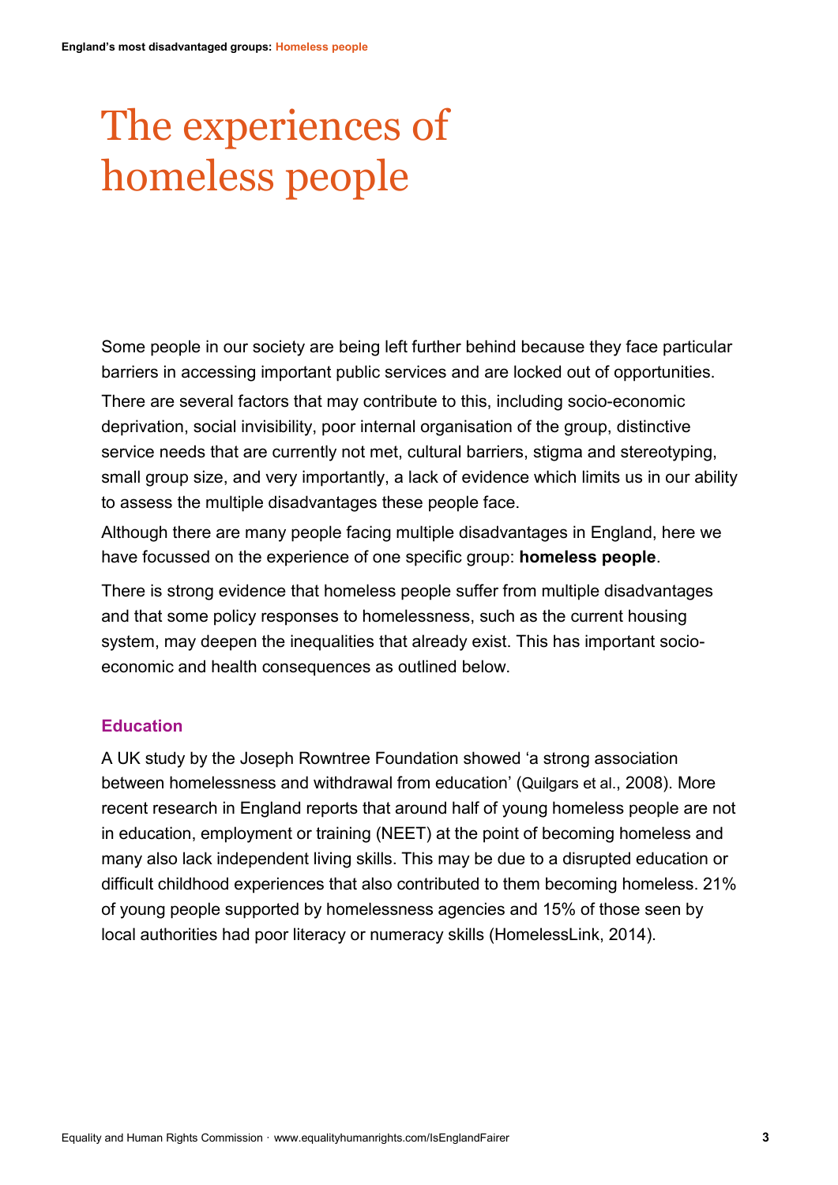# The experiences of homeless people

Some people in our society are being left further behind because they face particular barriers in accessing important public services and are locked out of opportunities.

There are several factors that may contribute to this, including socio-economic deprivation, social invisibility, poor internal organisation of the group, distinctive service needs that are currently not met, cultural barriers, stigma and stereotyping, small group size, and very importantly, a lack of evidence which limits us in our ability to assess the multiple disadvantages these people face.

Although there are many people facing multiple disadvantages in England, here we have focussed on the experience of one specific group: **homeless people**.

There is strong evidence that homeless people suffer from multiple disadvantages and that some policy responses to homelessness, such as the current housing system, may deepen the inequalities that already exist. This has important socio-economic and health consequences as outlined below.

### Education

A UK study by the Joseph Rowntree Foundation showed 'a strong association between homelessness and withdrawal from education' (Quilgars et al., 2008). More recent research in England reports that around half of young homeless people are not in education, employment or training (NEET) at the point of becoming homeless and many also lack independent living skills. This may be due to a disrupted education or difficult childhood experiences that also contributed to them becoming homeless. 21% of young people supported by homelessness agencies and 15% of those seen by local authorities had poor literacy or numeracy skills (HomelessLink, 2014).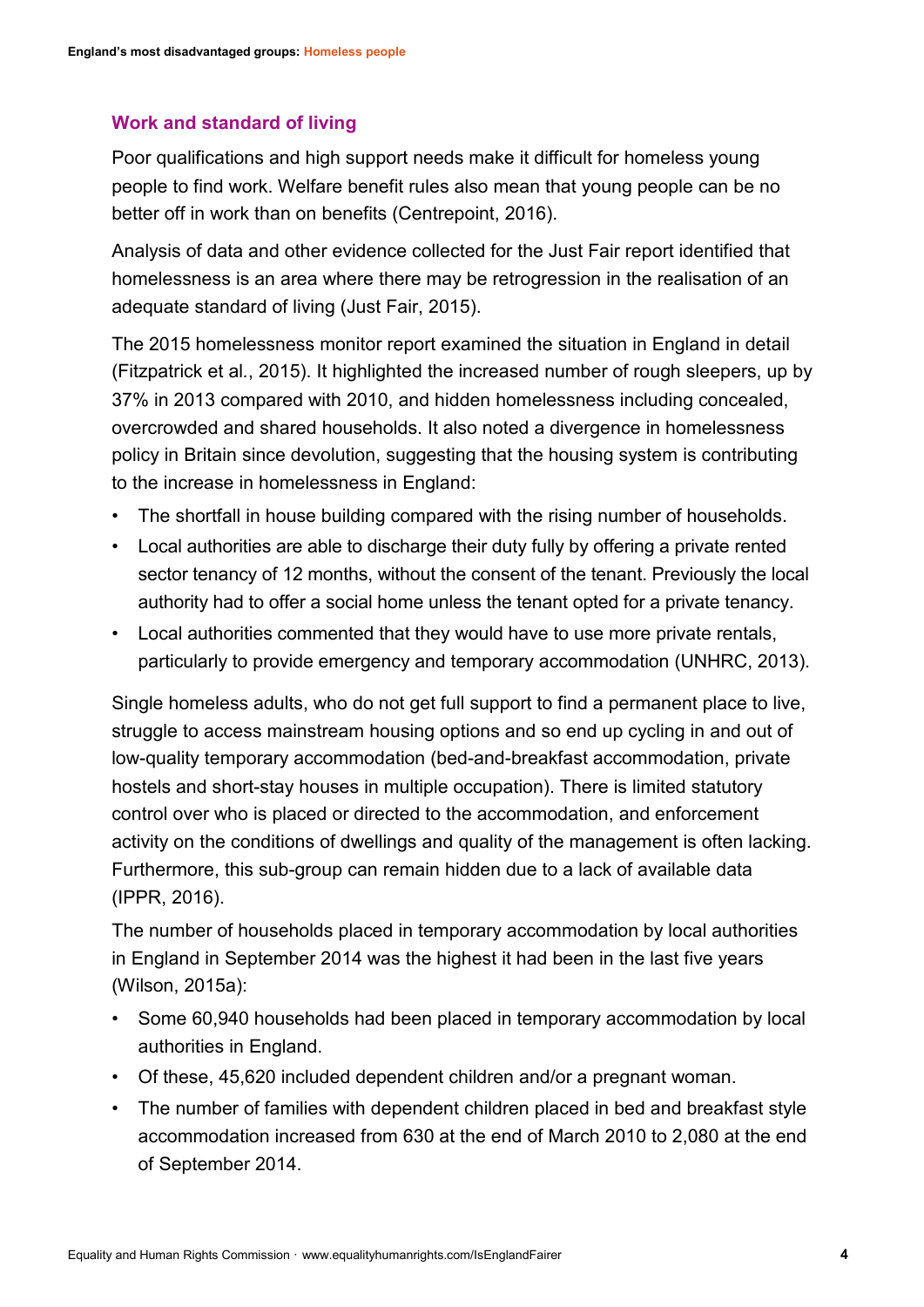## Work and standard of living

Poor qualifications and high support needs make it difficult for homeless young people to find work. Welfare benefit rules also mean that young people can be no better off in work than on benefits (Centrepoint, 2016).

Analysis of data and other evidence collected for the Just Fair report identified that homelessness is an area where there may be retrogression in the realisation of an adequate standard of living (Just Fair, 2015).

The 2015 homelessness monitor report examined the situation in England in detail (Fitzpatrick et al., 2015). It highlighted the increased number of rough sleepers, up by 37% in 2013 compared with 2010, and hidden homelessness including concealed, overcrowded and shared households. It also noted a divergence in homelessness policy in Britain since devolution, suggesting that the housing system is contributing to the increase in homelessness in England:

- The shortfall in house building compared with the rising number of households.
- Local authorities are able to discharge their duty fully by offering a private rented sector tenancy of 12 months, without the consent of the tenant. Previously the local authority had to offer a social home unless the tenant opted for a private tenancy.
- Local authorities commented that they would have to use more private rentals, particularly to provide emergency and temporary accommodation (UNHRC, 2013).

Single homeless adults, who do not get full support to find a permanent place to live, struggle to access mainstream housing options and so end up cycling in and out of low-quality temporary accommodation (bed-and-breakfast accommodation, private hostels and short-stay houses in multiple occupation). There is limited statutory control over who is placed or directed to the accommodation, and enforcement activity on the conditions of dwellings and quality of the management is often lacking. Furthermore, this sub-group can remain hidden due to a lack of available data (IPPR, 2016).

The number of households placed in temporary accommodation by local authorities in England in September 2014 was the highest it had been in the last five years (Wilson, 2015a):

- Some 60,940 households had been placed in temporary accommodation by local authorities in England.
- Of these, 45,620 included dependent children and/or a pregnant woman.
- The number of families with dependent children placed in bed and breakfast style accommodation increased from 630 at the end of March 2010 to 2,080 at the end of September 2014.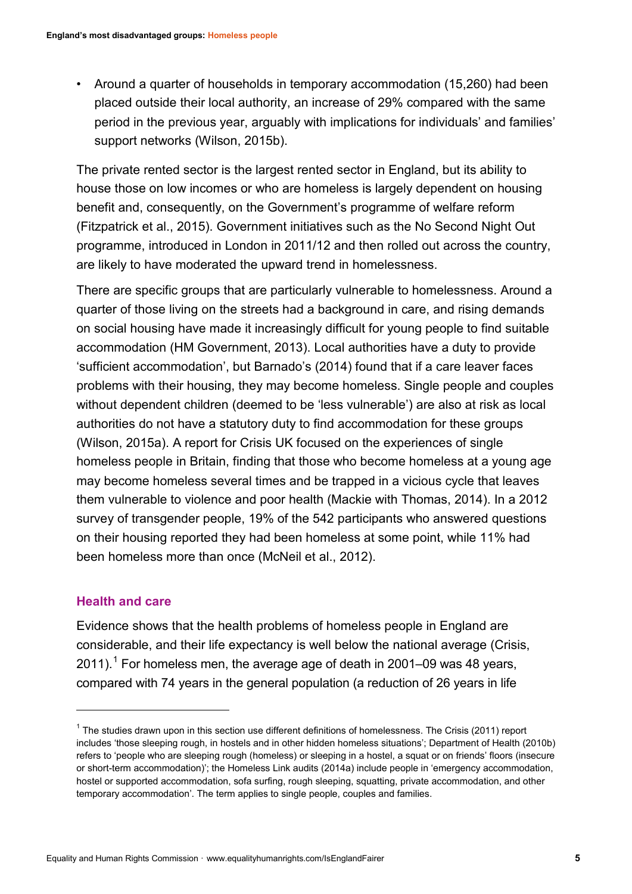- Around a quarter of households in temporary accommodation (15,260) had been placed outside their local authority, an increase of 29% compared with the same period in the previous year, arguably with implications for individuals' and families' support networks (Wilson, 2015b).

The private rented sector is the largest rented sector in England, but its ability to house those on low incomes or who are homeless is largely dependent on housing benefit and, consequently, on the Government's programme of welfare reform (Fitzpatrick et al., 2015). Government initiatives such as the No Second Night Out programme, introduced in London in 2011/12 and then rolled out across the country, are likely to have moderated the upward trend in homelessness.

There are specific groups that are particularly vulnerable to homelessness. Around a quarter of those living on the streets had a background in care, and rising demands on social housing have made it increasingly difficult for young people to find suitable accommodation (HM Government, 2013). Local authorities have a duty to provide 'sufficient accommodation', but Barnado's (2014) found that if a care leaver faces problems with their housing, they may become homeless. Single people and couples without dependent children (deemed to be 'less vulnerable') are also at risk as local authorities do not have a statutory duty to find accommodation for these groups (Wilson, 2015a). A report for Crisis UK focused on the experiences of single homeless people in Britain, finding that those who become homeless at a young age may become homeless several times and be trapped in a vicious cycle that leaves them vulnerable to violence and poor health (Mackie with Thomas, 2014). In a 2012 survey of transgender people, 19% of the 542 participants who answered questions on their housing reported they had been homeless at some point, while 11% had been homeless more than once (McNeil et al., 2012).

## Health and care

Evidence shows that the health problems of homeless people in England are considerable, and their life expectancy is well below the national average (Crisis, 2011).[1] For homeless men, the average age of death in 2001–09 was 48 years, compared with 74 years in the general population (a reduction of 26 years in life

[1] The studies drawn upon in this section use different definitions of homelessness. The Crisis (2011) report includes 'those sleeping rough, in hostels and in other hidden homeless situations'; Department of Health (2010b) refers to 'people who are sleeping rough (homeless) or sleeping in a hostel, a squat or on friends' floors (insecure or short-term accommodation)'; the Homeless Link audits (2014a) include people in 'emergency accommodation, hostel or supported accommodation, sofa surfing, rough sleeping, squatting, private accommodation, and other temporary accommodation'. The term applies to single people, couples and families.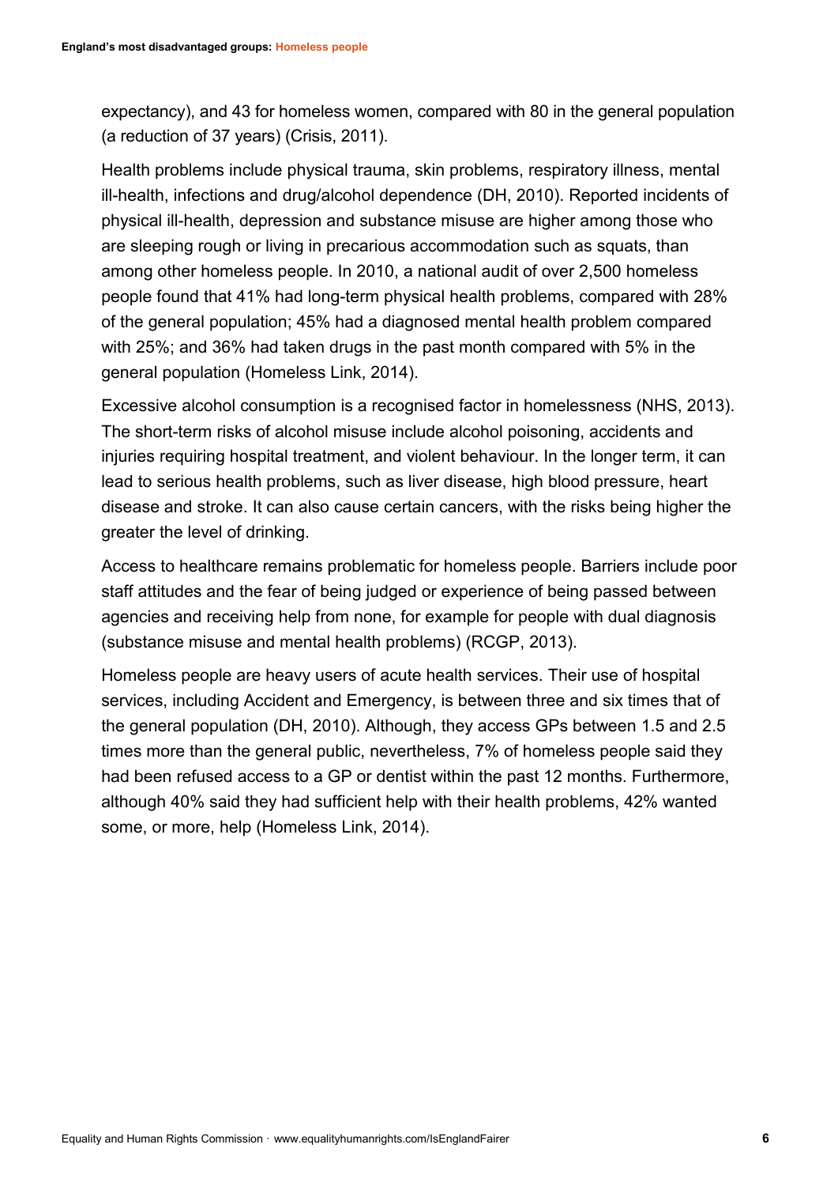expectancy), and 43 for homeless women, compared with 80 in the general population (a reduction of 37 years) (Crisis, 2011).

Health problems include physical trauma, skin problems, respiratory illness, mental ill-health, infections and drug/alcohol dependence (DH, 2010). Reported incidents of physical ill-health, depression and substance misuse are higher among those who are sleeping rough or living in precarious accommodation such as squats, than among other homeless people. In 2010, a national audit of over 2,500 homeless people found that 41% had long-term physical health problems, compared with 28% of the general population; 45% had a diagnosed mental health problem compared with 25%; and 36% had taken drugs in the past month compared with 5% in the general population (Homeless Link, 2014).

Excessive alcohol consumption is a recognised factor in homelessness (NHS, 2013). The short-term risks of alcohol misuse include alcohol poisoning, accidents and injuries requiring hospital treatment, and violent behaviour. In the longer term, it can lead to serious health problems, such as liver disease, high blood pressure, heart disease and stroke. It can also cause certain cancers, with the risks being higher the greater the level of drinking.

Access to healthcare remains problematic for homeless people. Barriers include poor staff attitudes and the fear of being judged or experience of being passed between agencies and receiving help from none, for example for people with dual diagnosis (substance misuse and mental health problems) (RCGP, 2013).

Homeless people are heavy users of acute health services. Their use of hospital services, including Accident and Emergency, is between three and six times that of the general population (DH, 2010). Although, they access GPs between 1.5 and 2.5 times more than the general public, nevertheless, 7% of homeless people said they had been refused access to a GP or dentist within the past 12 months. Furthermore, although 40% said they had sufficient help with their health problems, 42% wanted some, or more, help (Homeless Link, 2014).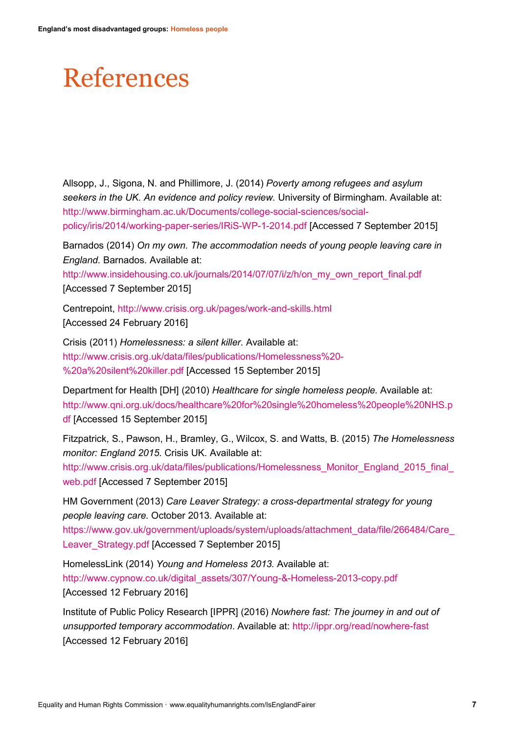# References

Allsopp, J., Sigona, N. and Phillimore, J. (2014) *Poverty among refugees and asylum seekers in the UK. An evidence and policy review.* University of Birmingham. Available at: http://www.birmingham.ac.uk/Documents/college-social-sciences/social-policy/iris/2014/working-paper-series/IRiS-WP-1-2014.pdf [Accessed 7 September 2015]

Barnados (2014) *On my own. The accommodation needs of young people leaving care in England.* Barnados. Available at: http://www.insidehousing.co.uk/journals/2014/07/07/i/z/h/on_my_own_report_final.pdf [Accessed 7 September 2015]

Centrepoint, http://www.crisis.org.uk/pages/work-and-skills.html [Accessed 24 February 2016]

Crisis (2011) *Homelessness: a silent killer.* Available at: http://www.crisis.org.uk/data/files/publications/Homelessness%20-%20a%20silent%20killer.pdf [Accessed 15 September 2015]

Department for Health [DH] (2010) *Healthcare for single homeless people.* Available at: http://www.qni.org.uk/docs/healthcare%20for%20single%20homeless%20people%20NHS.pdf [Accessed 15 September 2015]

Fitzpatrick, S., Pawson, H., Bramley, G., Wilcox, S. and Watts, B. (2015) *The Homelessness monitor: England 2015.* Crisis UK. Available at: http://www.crisis.org.uk/data/files/publications/Homelessness_Monitor_England_2015_final_web.pdf [Accessed 7 September 2015]

HM Government (2013) *Care Leaver Strategy: a cross-departmental strategy for young people leaving care.* October 2013. Available at: https://www.gov.uk/government/uploads/system/uploads/attachment_data/file/266484/Care_Leaver_Strategy.pdf [Accessed 7 September 2015]

HomelessLink (2014) *Young and Homeless 2013.* Available at: http://www.cypnow.co.uk/digital_assets/307/Young-&-Homeless-2013-copy.pdf [Accessed 12 February 2016]

Institute of Public Policy Research [IPPR] (2016) *Nowhere fast: The journey in and out of unsupported temporary accommodation*. Available at: http://ippr.org/read/nowhere-fast [Accessed 12 February 2016]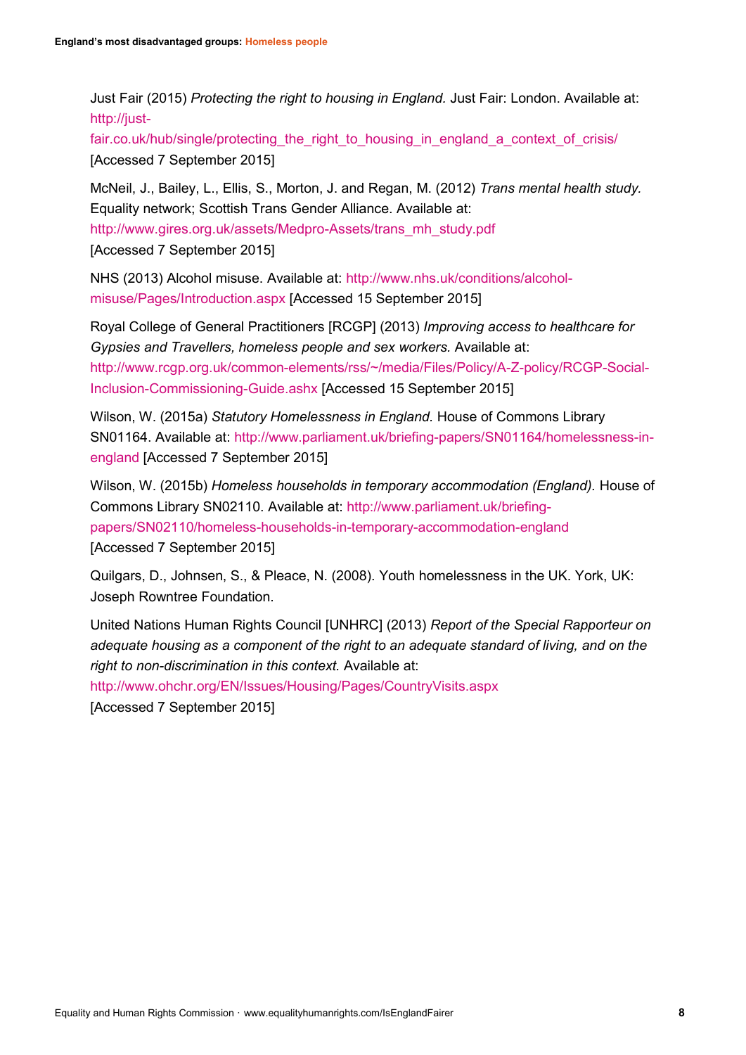Just Fair (2015) *Protecting the right to housing in England.* Just Fair: London. Available at: http://just-fair.co.uk/hub/single/protecting_the_right_to_housing_in_england_a_context_of_crisis/ [Accessed 7 September 2015]

McNeil, J., Bailey, L., Ellis, S., Morton, J. and Regan, M. (2012) *Trans mental health study.* Equality network; Scottish Trans Gender Alliance. Available at: http://www.gires.org.uk/assets/Medpro-Assets/trans_mh_study.pdf [Accessed 7 September 2015]

NHS (2013) Alcohol misuse. Available at: http://www.nhs.uk/conditions/alcohol-misuse/Pages/Introduction.aspx [Accessed 15 September 2015]

Royal College of General Practitioners [RCGP] (2013) *Improving access to healthcare for Gypsies and Travellers, homeless people and sex workers.* Available at: http://www.rcgp.org.uk/common-elements/rss/~/media/Files/Policy/A-Z-policy/RCGP-Social-Inclusion-Commissioning-Guide.ashx [Accessed 15 September 2015]

Wilson, W. (2015a) *Statutory Homelessness in England.* House of Commons Library SN01164. Available at: http://www.parliament.uk/briefing-papers/SN01164/homelessness-in-england [Accessed 7 September 2015]

Wilson, W. (2015b) *Homeless households in temporary accommodation (England).* House of Commons Library SN02110. Available at: http://www.parliament.uk/briefing-papers/SN02110/homeless-households-in-temporary-accommodation-england [Accessed 7 September 2015]

Quilgars, D., Johnsen, S., & Pleace, N. (2008). Youth homelessness in the UK. York, UK: Joseph Rowntree Foundation.

United Nations Human Rights Council [UNHRC] (2013) *Report of the Special Rapporteur on adequate housing as a component of the right to an adequate standard of living, and on the right to non-discrimination in this context.* Available at: http://www.ohchr.org/EN/Issues/Housing/Pages/CountryVisits.aspx [Accessed 7 September 2015]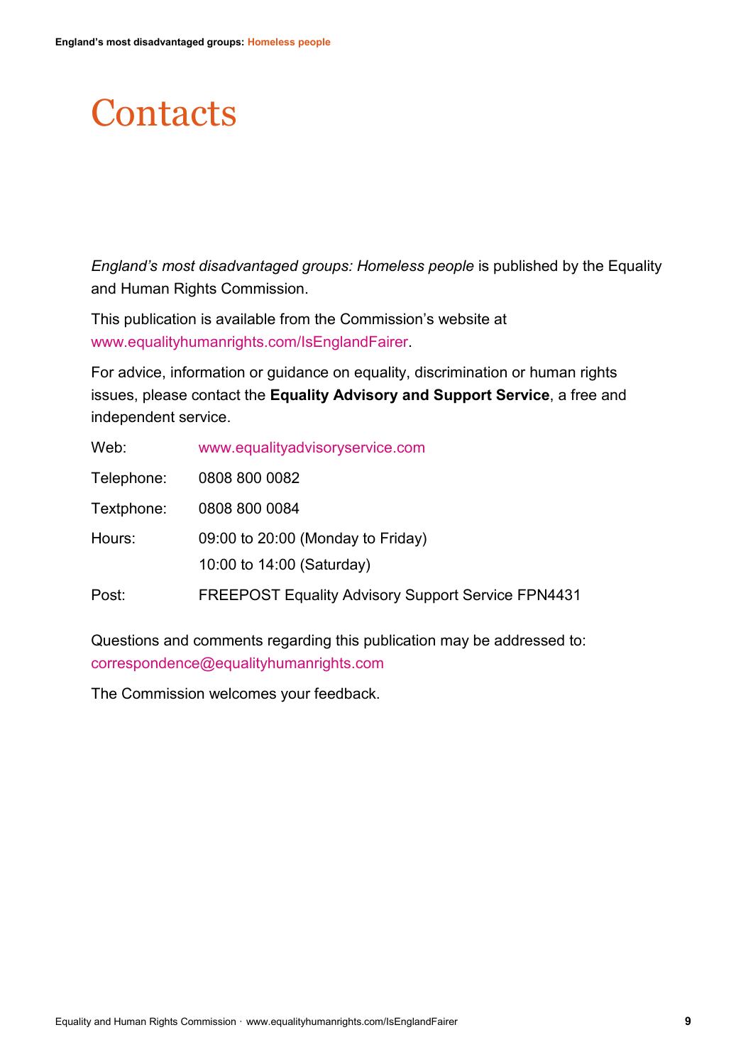# Contacts

*England's most disadvantaged groups: Homeless people* is published by the Equality and Human Rights Commission.

This publication is available from the Commission's website at www.equalityhumanrights.com/IsEnglandFairer.

For advice, information or guidance on equality, discrimination or human rights issues, please contact the **Equality Advisory and Support Service**, a free and independent service.

| | |
|---|---|
| Web: | www.equalityadvisoryservice.com |
| Telephone: | 0808 800 0082 |
| Textphone: | 0808 800 0084 |
| Hours: | 09:00 to 20:00 (Monday to Friday) |
| | 10:00 to 14:00 (Saturday) |
| Post: | FREEPOST Equality Advisory Support Service FPN4431 |

Questions and comments regarding this publication may be addressed to: correspondence@equalityhumanrights.com

The Commission welcomes your feedback.